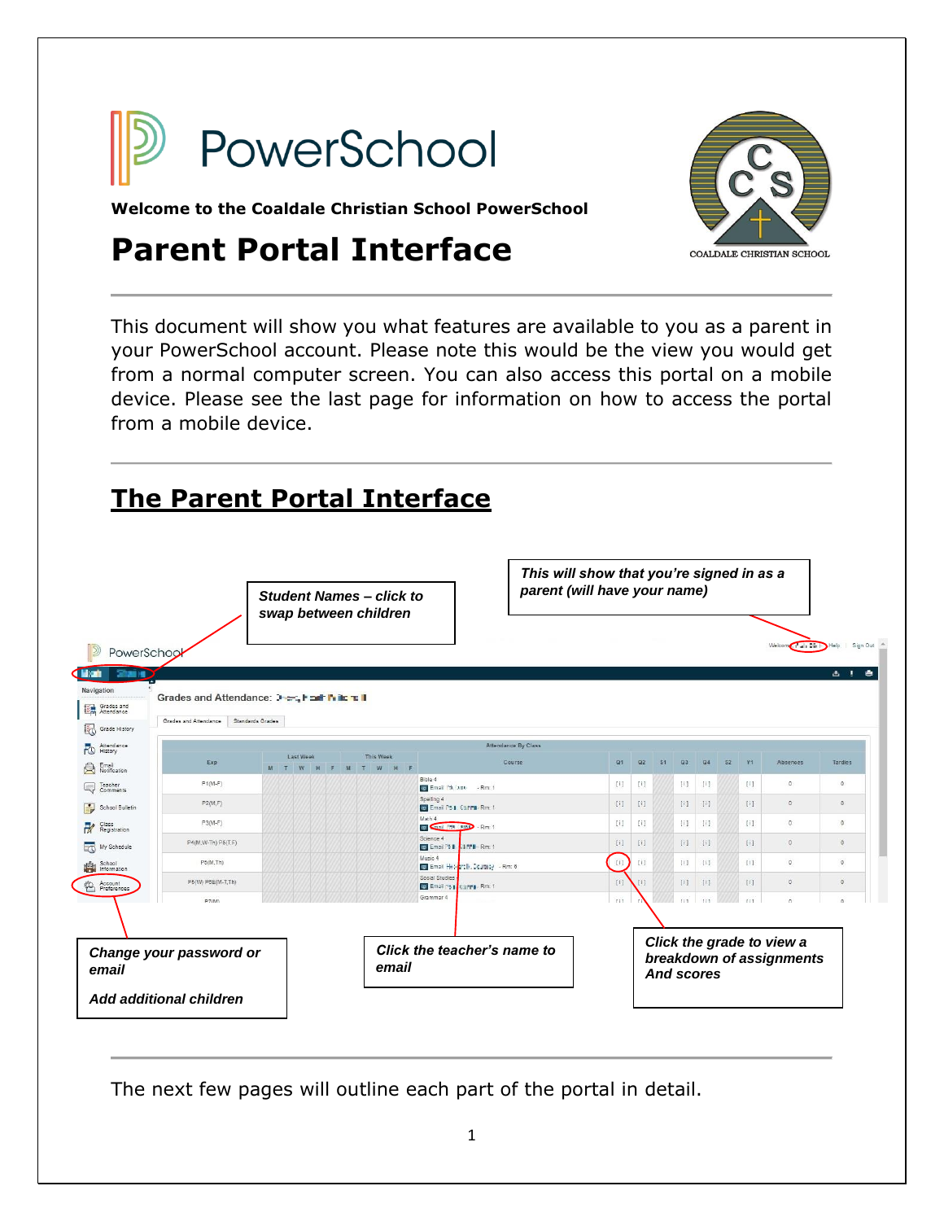# PowerSchool

**Welcome to the Coaldale Christian School PowerSchool**

# Parent Portal Interface

COALDALE CHRISTIAN SCHOOL

---

This document will show you what features are available to you as a parent in your PowerSchool account. Please note this would be the view you would get from a normal computer screen. You can also access this portal on a mobile device. Please see the last page for information on how to access the portal from a mobile device.

---

## The Parent Portal Interface

***Student Names – click to swap between children***

***This will show that you're signed in as a parent (will have your name)***

***Change your password or email***

***Add additional children***

***Click the teacher's name to email***

***Click the grade to view a breakdown of assignments And scores***

---

The next few pages will outline each part of the portal in detail.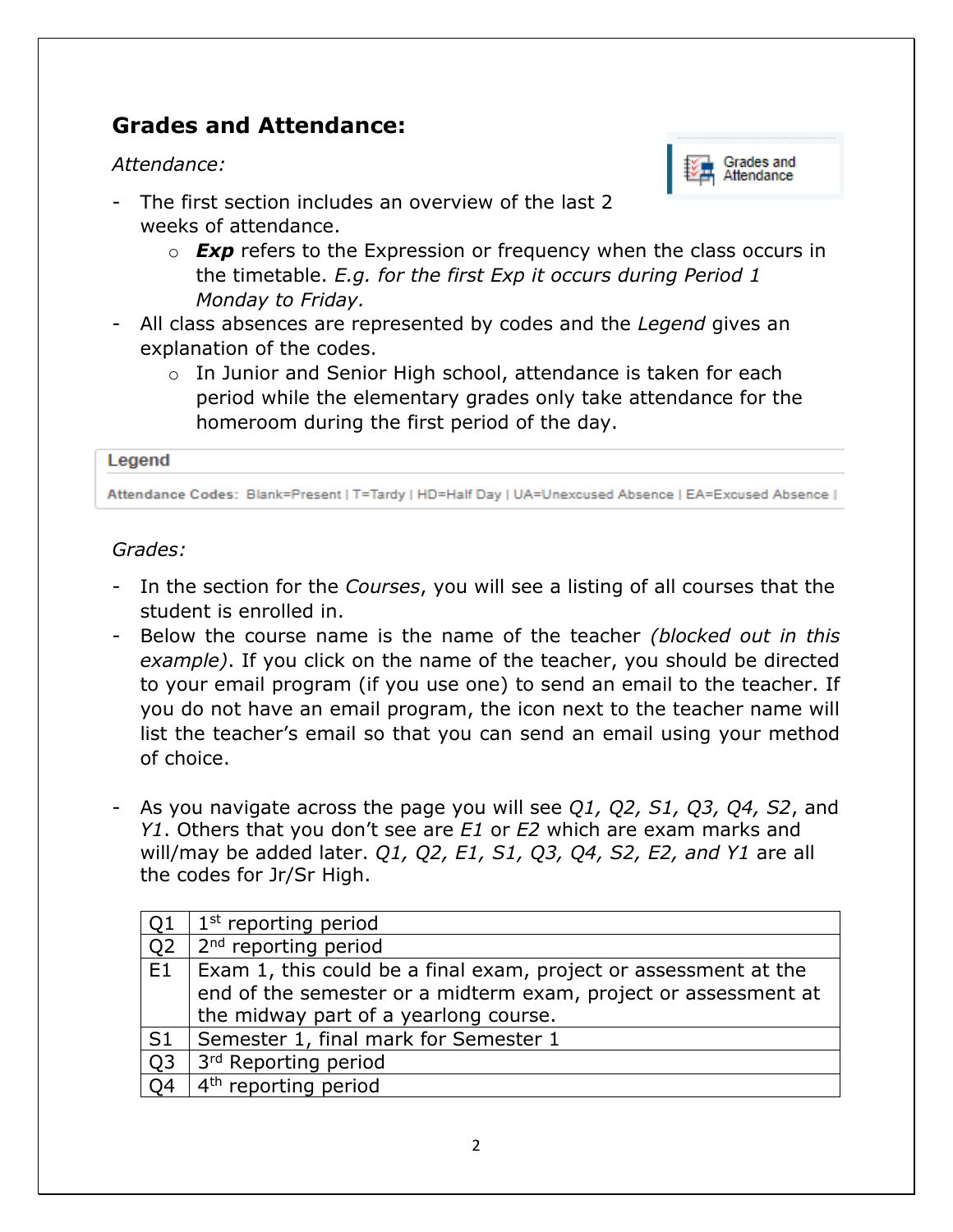## Grades and Attendance:

*Attendance:*

Grades and Attendance

- The first section includes an overview of the last 2 weeks of attendance.
  - ***Exp*** refers to the Expression or frequency when the class occurs in the timetable. *E.g. for the first Exp it occurs during Period 1 Monday to Friday.*
- All class absences are represented by codes and the *Legend* gives an explanation of the codes.
  - In Junior and Senior High school, attendance is taken for each period while the elementary grades only take attendance for the homeroom during the first period of the day.

**Legend**

Attendance Codes: Blank=Present | T=Tardy | HD=Half Day | UA=Unexcused Absence | EA=Excused Absence |

*Grades:*

- In the section for the *Courses*, you will see a listing of all courses that the student is enrolled in.
- Below the course name is the name of the teacher *(blocked out in this example)*. If you click on the name of the teacher, you should be directed to your email program (if you use one) to send an email to the teacher. If you do not have an email program, the icon next to the teacher name will list the teacher's email so that you can send an email using your method of choice.

- As you navigate across the page you will see *Q1, Q2, S1, Q3, Q4, S2*, and *Y1*. Others that you don't see are *E1* or *E2* which are exam marks and will/may be added later. *Q1, Q2, E1, S1, Q3, Q4, S2, E2, and Y1* are all the codes for Jr/Sr High.

| Code | Description |
|---|---|
| Q1 | 1st reporting period |
| Q2 | 2nd reporting period |
| E1 | Exam 1, this could be a final exam, project or assessment at the end of the semester or a midterm exam, project or assessment at the midway part of a yearlong course. |
| S1 | Semester 1, final mark for Semester 1 |
| Q3 | 3rd Reporting period |
| Q4 | 4th reporting period |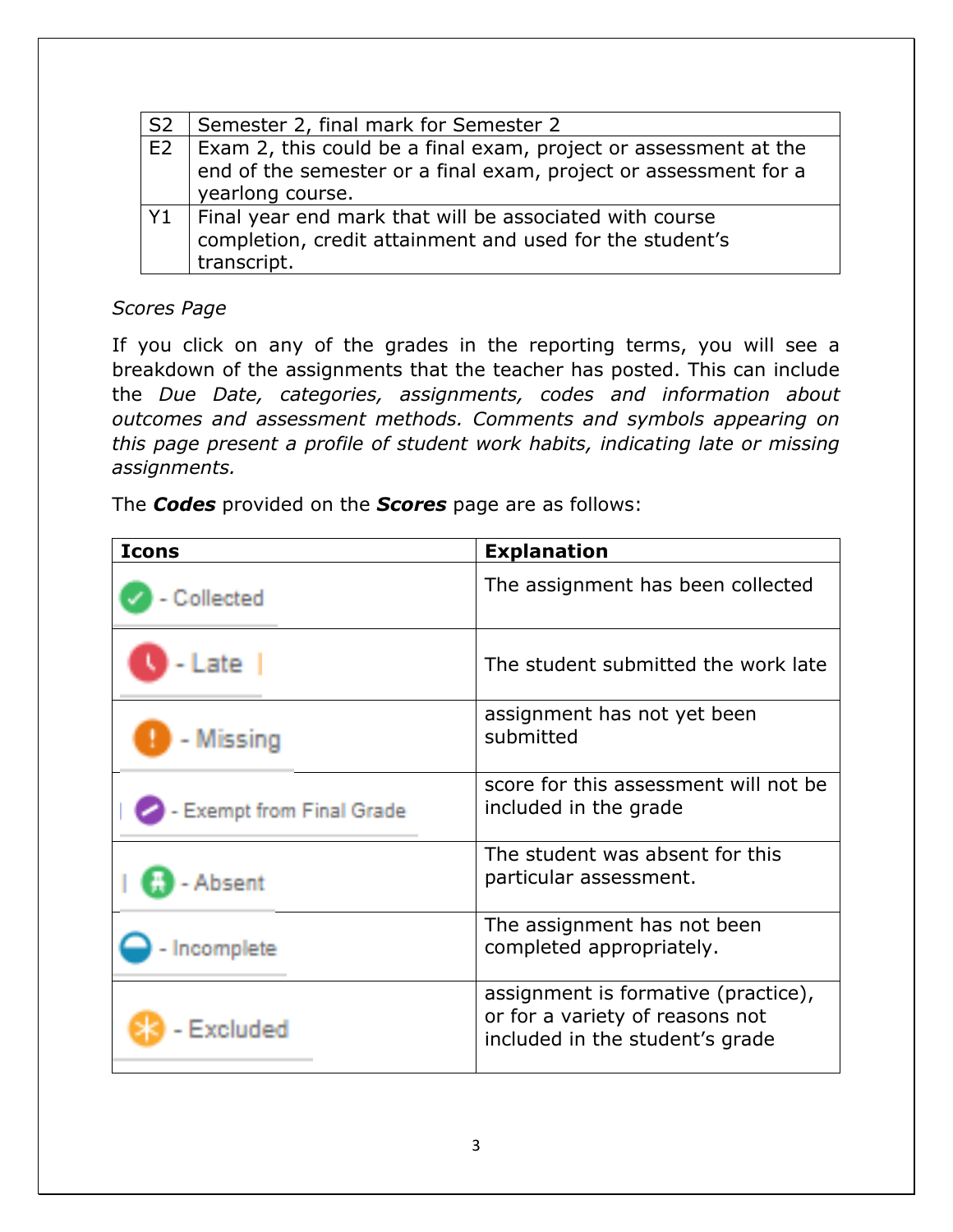| S2 | Semester 2, final mark for Semester 2 |
|---|---|
| E2 | Exam 2, this could be a final exam, project or assessment at the end of the semester or a final exam, project or assessment for a yearlong course. |
| Y1 | Final year end mark that will be associated with course completion, credit attainment and used for the student's transcript. |

*Scores Page*

If you click on any of the grades in the reporting terms, you will see a breakdown of the assignments that the teacher has posted. This can include the *Due Date, categories, assignments, codes and information about outcomes and assessment methods. Comments and symbols appearing on this page present a profile of student work habits, indicating late or missing assignments.*

The ***Codes*** provided on the ***Scores*** page are as follows:

| **Icons** | **Explanation** |
|---|---|
| - Collected | The assignment has been collected |
| - Late | The student submitted the work late |
| - Missing | assignment has not yet been submitted |
| - Exempt from Final Grade | score for this assessment will not be included in the grade |
| - Absent | The student was absent for this particular assessment. |
| - Incomplete | The assignment has not been completed appropriately. |
| - Excluded | assignment is formative (practice), or for a variety of reasons not included in the student's grade |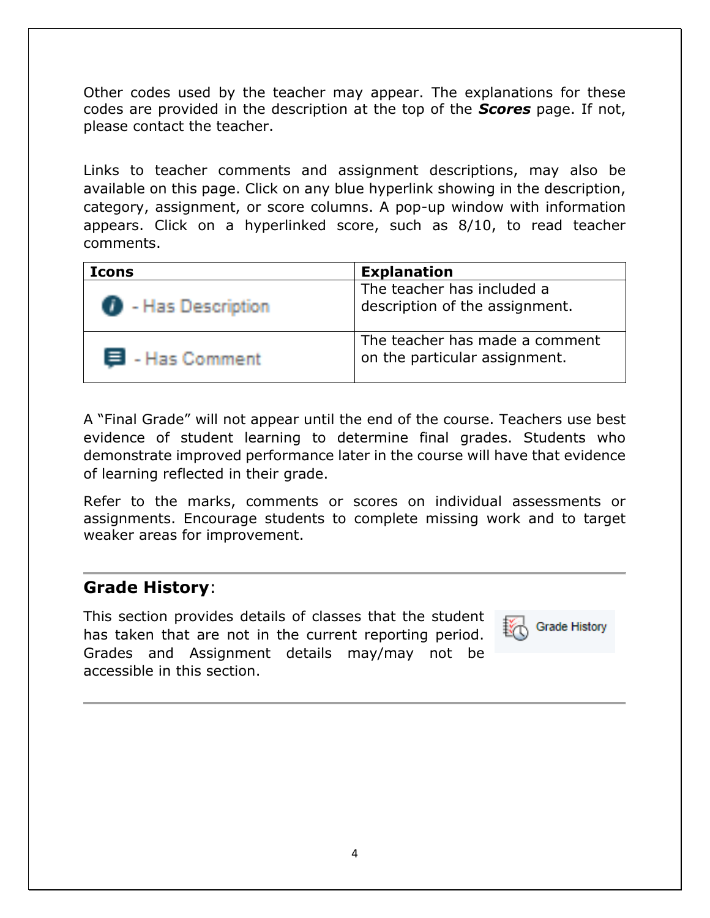Other codes used by the teacher may appear. The explanations for these codes are provided in the description at the top of the ***Scores*** page. If not, please contact the teacher.

Links to teacher comments and assignment descriptions, may also be available on this page. Click on any blue hyperlink showing in the description, category, assignment, or score columns. A pop-up window with information appears. Click on a hyperlinked score, such as 8/10, to read teacher comments.

| Icons | Explanation |
| --- | --- |
| - Has Description | The teacher has included a description of the assignment. |
| - Has Comment | The teacher has made a comment on the particular assignment. |

A "Final Grade" will not appear until the end of the course. Teachers use best evidence of student learning to determine final grades. Students who demonstrate improved performance later in the course will have that evidence of learning reflected in their grade.

Refer to the marks, comments or scores on individual assessments or assignments. Encourage students to complete missing work and to target weaker areas for improvement.

## Grade History:

This section provides details of classes that the student has taken that are not in the current reporting period. Grades and Assignment details may/may not be accessible in this section.

Grade History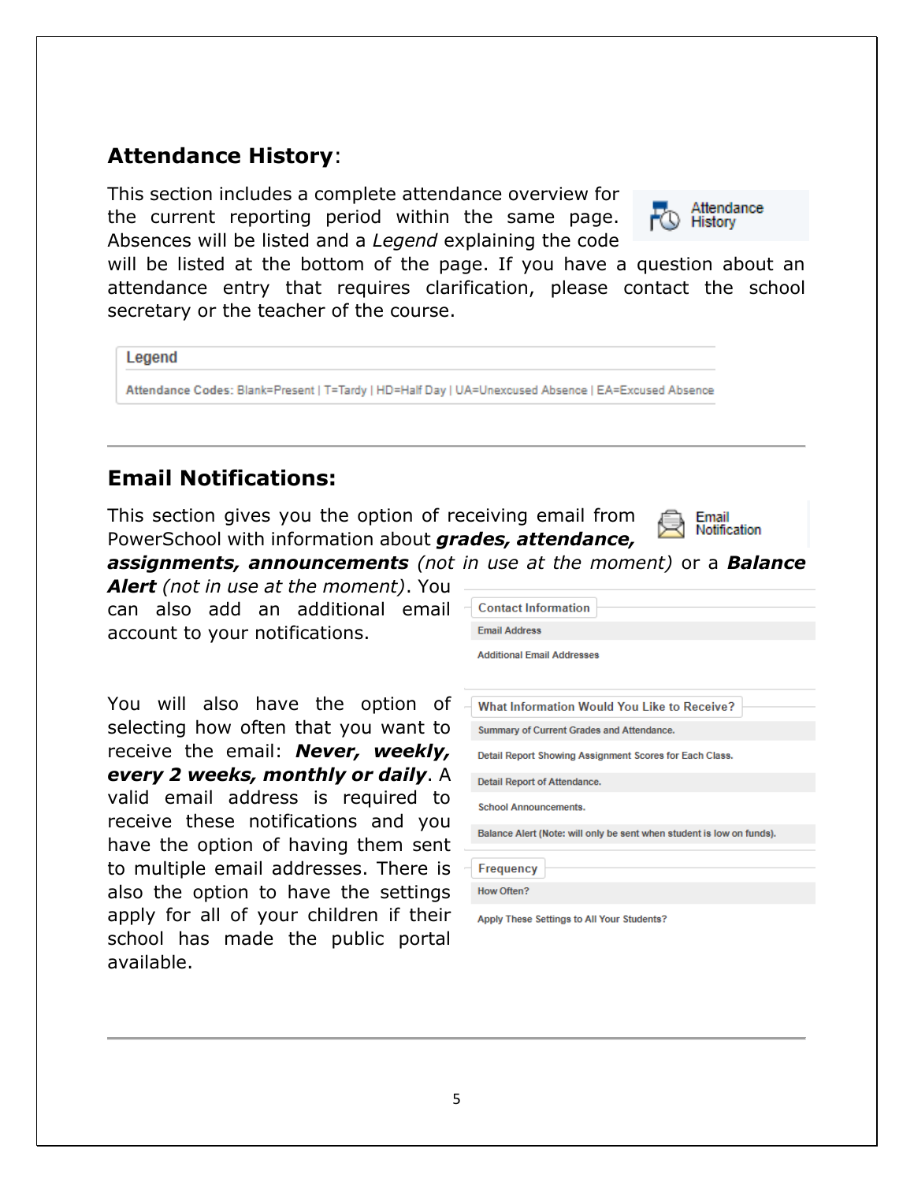## Attendance History:

This section includes a complete attendance overview for the current reporting period within the same page. Absences will be listed and a *Legend* explaining the code will be listed at the bottom of the page. If you have a question about an attendance entry that requires clarification, please contact the school secretary or the teacher of the course.

Attendance History

**Legend**

Attendance Codes: Blank=Present | T=Tardy | HD=Half Day | UA=Unexcused Absence | EA=Excused Absence

---

## Email Notifications:

This section gives you the option of receiving email from PowerSchool with information about ***grades, attendance, assignments, announcements*** *(not in use at the moment)* or a ***Balance Alert*** *(not in use at the moment)*. You can also add an additional email account to your notifications.

Email Notification

You will also have the option of selecting how often that you want to receive the email: ***Never, weekly, every 2 weeks, monthly or daily***. A valid email address is required to receive these notifications and you have the option of having them sent to multiple email addresses. There is also the option to have the settings apply for all of your children if their school has made the public portal available.

**Contact Information**

- Email Address
- Additional Email Addresses

**What Information Would You Like to Receive?**

- Summary of Current Grades and Attendance.
- Detail Report Showing Assignment Scores for Each Class.
- Detail Report of Attendance.
- School Announcements.
- Balance Alert (Note: will only be sent when student is low on funds).

**Frequency**

- How Often?
- Apply These Settings to All Your Students?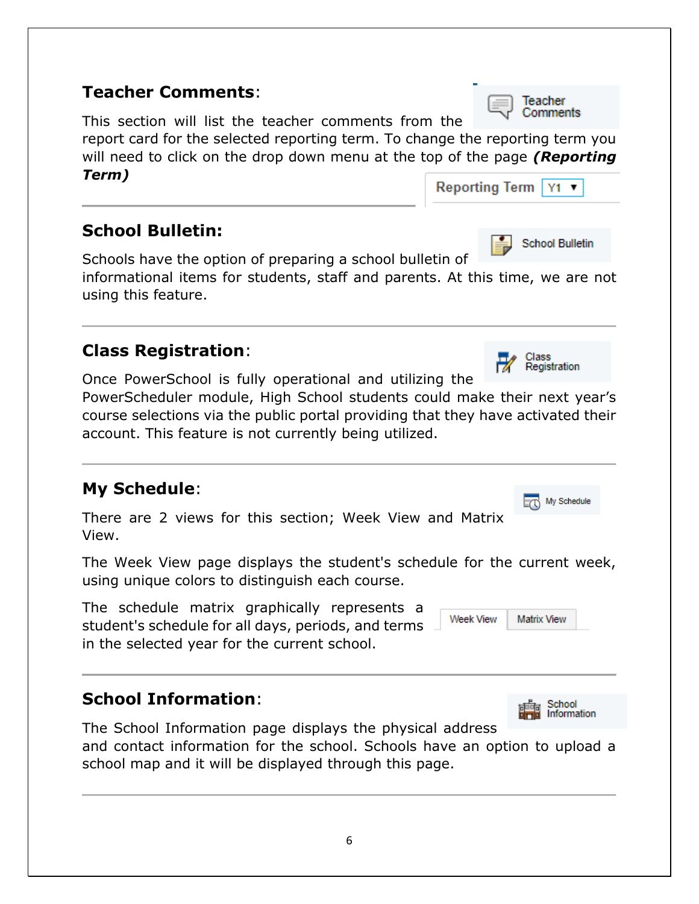## **Teacher Comments**:

This section will list the teacher comments from the report card for the selected reporting term. To change the reporting term you will need to click on the drop down menu at the top of the page ***(Reporting Term)***

---

## **School Bulletin:**

Schools have the option of preparing a school bulletin of informational items for students, staff and parents. At this time, we are not using this feature.

---

## **Class Registration**:

Once PowerSchool is fully operational and utilizing the PowerScheduler module, High School students could make their next year's course selections via the public portal providing that they have activated their account. This feature is not currently being utilized.

---

## **My Schedule**:

There are 2 views for this section; Week View and Matrix View.

The Week View page displays the student's schedule for the current week, using unique colors to distinguish each course.

The schedule matrix graphically represents a student's schedule for all days, periods, and terms in the selected year for the current school.

---

## **School Information**:

The School Information page displays the physical address and contact information for the school. Schools have an option to upload a school map and it will be displayed through this page.

---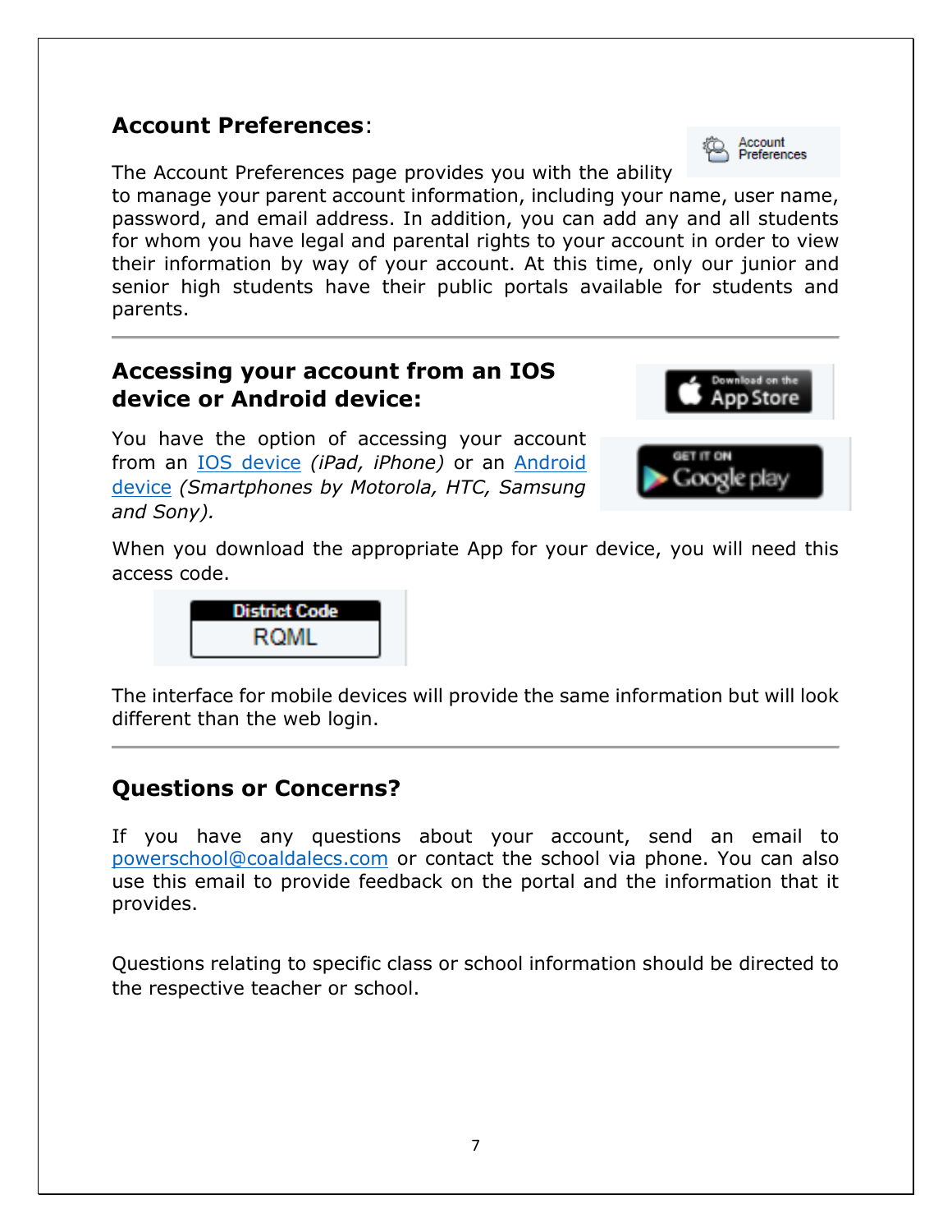## Account Preferences:

The Account Preferences page provides you with the ability to manage your parent account information, including your name, user name, password, and email address. In addition, you can add any and all students for whom you have legal and parental rights to your account in order to view their information by way of your account. At this time, only our junior and senior high students have their public portals available for students and parents.

---

## Accessing your account from an IOS device or Android device:

You have the option of accessing your account from an IOS device *(iPad, iPhone)* or an Android device *(Smartphones by Motorola, HTC, Samsung and Sony).*

When you download the appropriate App for your device, you will need this access code.

| District Code |
| --- |
| RQML |

The interface for mobile devices will provide the same information but will look different than the web login.

---

## Questions or Concerns?

If you have any questions about your account, send an email to powerschool@coaldalecs.com or contact the school via phone. You can also use this email to provide feedback on the portal and the information that it provides.

Questions relating to specific class or school information should be directed to the respective teacher or school.